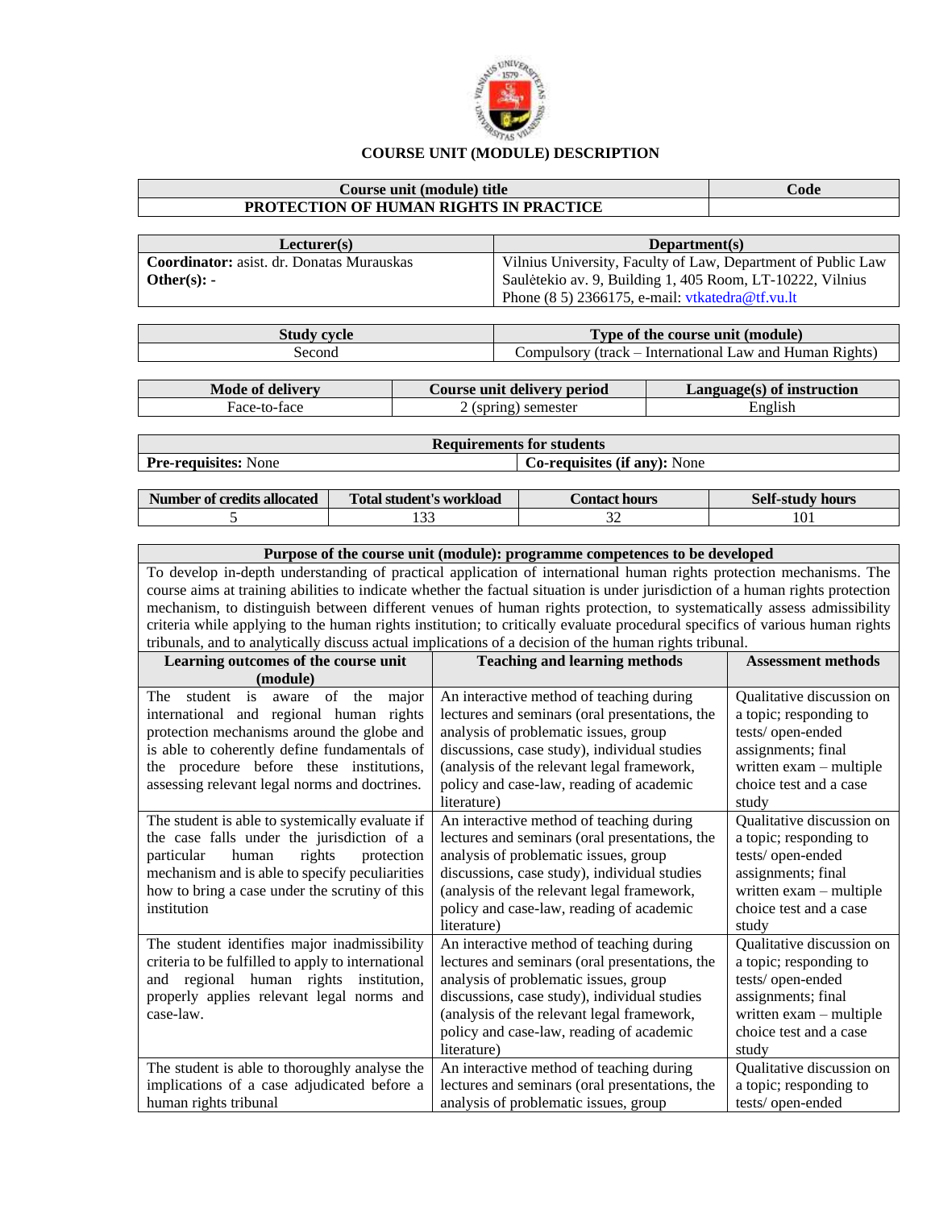# COURSE UNIT (MODULE) DESCRIPTION

| Course unit (module) title | Code |
|---|---|
| **PROTECTION OF HUMAN RIGHTS IN PRACTICE** | |

| Lecturer(s) | Department(s) |
|---|---|
| **Coordinator:** asist. dr. Donatas Murauskas<br>**Other(s): -** | Vilnius University, Faculty of Law, Department of Public Law<br>Saulėtekio av. 9, Building 1, 405 Room, LT-10222, Vilnius<br>Phone (8 5) 2366175, e-mail: vtkatedra@tf.vu.lt |

| Study cycle | Type of the course unit (module) |
|---|---|
| Second | Compulsory (track – International Law and Human Rights) |

| Mode of delivery | Course unit delivery period | Language(s) of instruction |
|---|---|---|
| Face-to-face | 2 (spring) semester | English |

| Requirements for students | |
|---|---|
| **Pre-requisites:** None | **Co-requisites (if any):** None |

| Number of credits allocated | Total student's workload | Contact hours | Self-study hours |
|---|---|---|---|
| 5 | 133 | 32 | 101 |

| Purpose of the course unit (module): programme competences to be developed | | |
|---|---|---|
| To develop in-depth understanding of practical application of international human rights protection mechanisms. The course aims at training abilities to indicate whether the factual situation is under jurisdiction of a human rights protection mechanism, to distinguish between different venues of human rights protection, to systematically assess admissibility criteria while applying to the human rights institution; to critically evaluate procedural specifics of various human rights tribunals, and to analytically discuss actual implications of a decision of the human rights tribunal. | | |
| **Learning outcomes of the course unit (module)** | **Teaching and learning methods** | **Assessment methods** |
| The student is aware of the major international and regional human rights protection mechanisms around the globe and is able to coherently define fundamentals of the procedure before these institutions, assessing relevant legal norms and doctrines. | An interactive method of teaching during lectures and seminars (oral presentations, the analysis of problematic issues, group discussions, case study), individual studies (analysis of the relevant legal framework, policy and case-law, reading of academic literature) | Qualitative discussion on a topic; responding to tests/ open-ended assignments; final written exam – multiple choice test and a case study |
| The student is able to systemically evaluate if the case falls under the jurisdiction of a particular human rights protection mechanism and is able to specify peculiarities how to bring a case under the scrutiny of this institution | An interactive method of teaching during lectures and seminars (oral presentations, the analysis of problematic issues, group discussions, case study), individual studies (analysis of the relevant legal framework, policy and case-law, reading of academic literature) | Qualitative discussion on a topic; responding to tests/ open-ended assignments; final written exam – multiple choice test and a case study |
| The student identifies major inadmissibility criteria to be fulfilled to apply to international and regional human rights institution, properly applies relevant legal norms and case-law. | An interactive method of teaching during lectures and seminars (oral presentations, the analysis of problematic issues, group discussions, case study), individual studies (analysis of the relevant legal framework, policy and case-law, reading of academic literature) | Qualitative discussion on a topic; responding to tests/ open-ended assignments; final written exam – multiple choice test and a case study |
| The student is able to thoroughly analyse the implications of a case adjudicated before a human rights tribunal | An interactive method of teaching during lectures and seminars (oral presentations, the analysis of problematic issues, group | Qualitative discussion on a topic; responding to tests/ open-ended |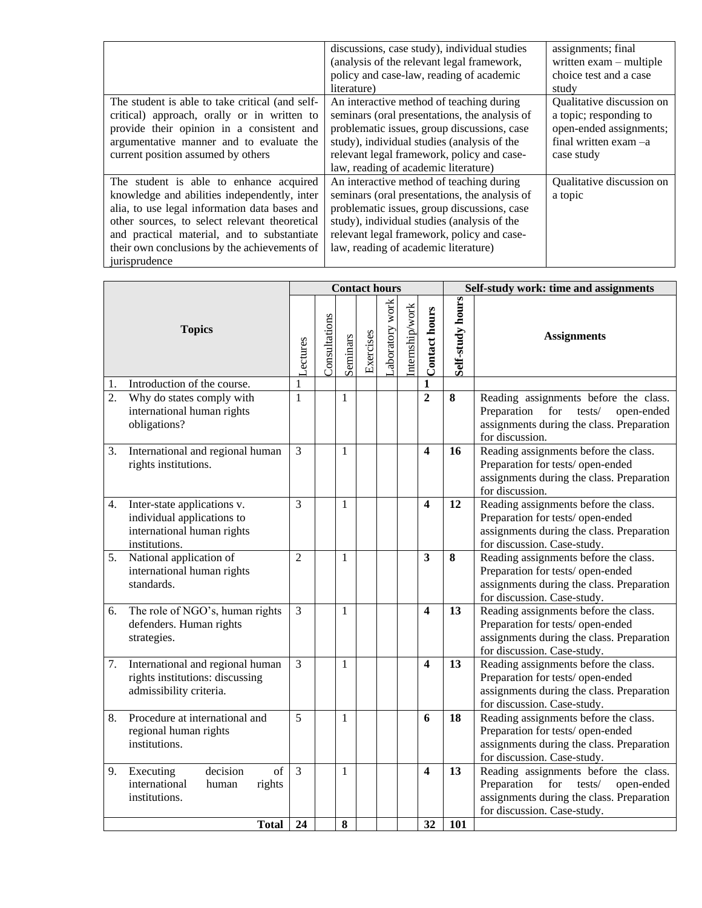| | | |
|---|---|---|
| | discussions, case study), individual studies (analysis of the relevant legal framework, policy and case-law, reading of academic literature) | assignments; final written exam – multiple choice test and a case study |
| The student is able to take critical (and self-critical) approach, orally or in written to provide their opinion in a consistent and argumentative manner and to evaluate the current position assumed by others | An interactive method of teaching during seminars (oral presentations, the analysis of problematic issues, group discussions, case study), individual studies (analysis of the relevant legal framework, policy and case-law, reading of academic literature) | Qualitative discussion on a topic; responding to open-ended assignments; final written exam –a case study |
| The student is able to enhance acquired knowledge and abilities independently, inter alia, to use legal information data bases and other sources, to select relevant theoretical and practical material, and to substantiate their own conclusions by the achievements of jurisprudence | An interactive method of teaching during seminars (oral presentations, the analysis of problematic issues, group discussions, case study), individual studies (analysis of the relevant legal framework, policy and case-law, reading of academic literature) | Qualitative discussion on a topic |

| Topics | Contact hours | | | | | | | Self-study work: time and assignments | |
|---|---|---|---|---|---|---|---|---|---|
| | Lectures | Consultations | Seminars | Exercises | Laboratory work | Internship/work | **Contact hours** | **Self-study hours** | **Assignments** |
| 1. Introduction of the course. | 1 | | | | | | **1** | | |
| 2. Why do states comply with international human rights obligations? | 1 | | 1 | | | | **2** | **8** | Reading assignments before the class. Preparation for tests/ open-ended assignments during the class. Preparation for discussion. |
| 3. International and regional human rights institutions. | 3 | | 1 | | | | **4** | **16** | Reading assignments before the class. Preparation for tests/ open-ended assignments during the class. Preparation for discussion. |
| 4. Inter-state applications v. individual applications to international human rights institutions. | 3 | | 1 | | | | **4** | **12** | Reading assignments before the class. Preparation for tests/ open-ended assignments during the class. Preparation for discussion. Case-study. |
| 5. National application of international human rights standards. | 2 | | 1 | | | | **3** | **8** | Reading assignments before the class. Preparation for tests/ open-ended assignments during the class. Preparation for discussion. Case-study. |
| 6. The role of NGO's, human rights defenders. Human rights strategies. | 3 | | 1 | | | | **4** | **13** | Reading assignments before the class. Preparation for tests/ open-ended assignments during the class. Preparation for discussion. Case-study. |
| 7. International and regional human rights institutions: discussing admissibility criteria. | 3 | | 1 | | | | **4** | **13** | Reading assignments before the class. Preparation for tests/ open-ended assignments during the class. Preparation for discussion. Case-study. |
| 8. Procedure at international and regional human rights institutions. | 5 | | 1 | | | | **6** | **18** | Reading assignments before the class. Preparation for tests/ open-ended assignments during the class. Preparation for discussion. Case-study. |
| 9. Executing decision of international human rights institutions. | 3 | | 1 | | | | **4** | **13** | Reading assignments before the class. Preparation for tests/ open-ended assignments during the class. Preparation for discussion. Case-study. |
| **Total** | **24** | | **8** | | | | **32** | **101** | |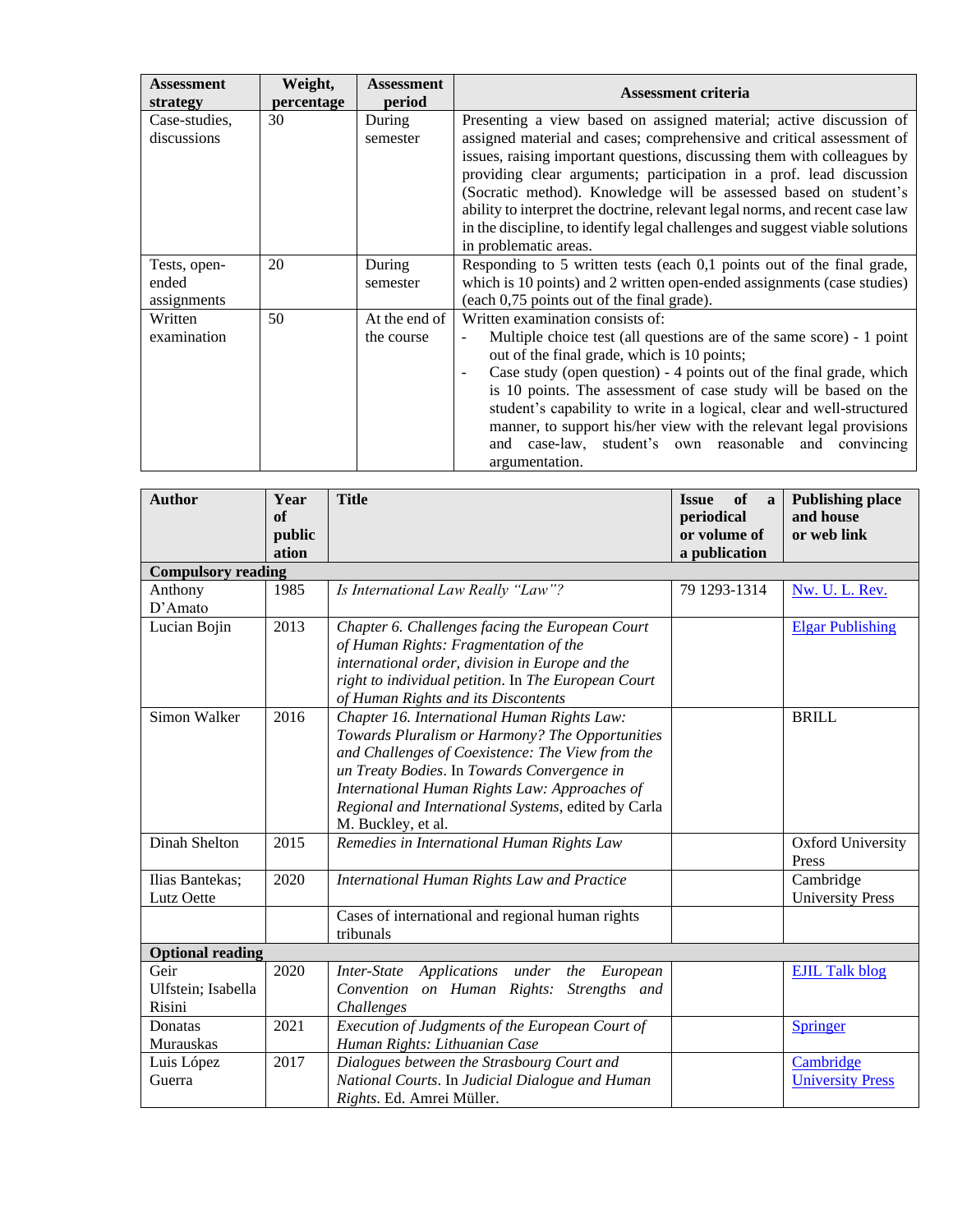| Assessment strategy | Weight, percentage | Assessment period | Assessment criteria |
|---|---|---|---|
| Case-studies, discussions | 30 | During semester | Presenting a view based on assigned material; active discussion of assigned material and cases; comprehensive and critical assessment of issues, raising important questions, discussing them with colleagues by providing clear arguments; participation in a prof. lead discussion (Socratic method). Knowledge will be assessed based on student's ability to interpret the doctrine, relevant legal norms, and recent case law in the discipline, to identify legal challenges and suggest viable solutions in problematic areas. |
| Tests, open-ended assignments | 20 | During semester | Responding to 5 written tests (each 0,1 points out of the final grade, which is 10 points) and 2 written open-ended assignments (case studies) (each 0,75 points out of the final grade). |
| Written examination | 50 | At the end of the course | Written examination consists of:<br>- Multiple choice test (all questions are of the same score) - 1 point out of the final grade, which is 10 points;<br>- Case study (open question) - 4 points out of the final grade, which is 10 points. The assessment of case study will be based on the student's capability to write in a logical, clear and well-structured manner, to support his/her view with the relevant legal provisions and case-law, student's own reasonable and convincing argumentation. |

| Author | Year of publication | Title | Issue of a periodical or volume of a publication | Publishing place and house or web link |
|---|---|---|---|---|
| **Compulsory reading** | | | | |
| Anthony D'Amato | 1985 | *Is International Law Really "Law"?* | 79 1293-1314 | Nw. U. L. Rev. |
| Lucian Bojin | 2013 | *Chapter 6. Challenges facing the European Court of Human Rights: Fragmentation of the international order, division in Europe and the right to individual petition*. In *The European Court of Human Rights and its Discontents* | | Elgar Publishing |
| Simon Walker | 2016 | *Chapter 16. International Human Rights Law: Towards Pluralism or Harmony? The Opportunities and Challenges of Coexistence: The View from the un Treaty Bodies*. In *Towards Convergence in International Human Rights Law: Approaches of Regional and International Systems*, edited by Carla M. Buckley, et al. | | BRILL |
| Dinah Shelton | 2015 | *Remedies in International Human Rights Law* | | Oxford University Press |
| Ilias Bantekas; Lutz Oette | 2020 | *International Human Rights Law and Practice* | | Cambridge University Press |
| | | Cases of international and regional human rights tribunals | | |
| **Optional reading** | | | | |
| Geir Ulfstein; Isabella Risini | 2020 | *Inter-State Applications under the European Convention on Human Rights: Strengths and Challenges* | | EJIL Talk blog |
| Donatas Murauskas | 2021 | *Execution of Judgments of the European Court of Human Rights: Lithuanian Case* | | Springer |
| Luis López Guerra | 2017 | *Dialogues between the Strasbourg Court and National Courts*. In *Judicial Dialogue and Human Rights*. Ed. Amrei Müller. | | Cambridge University Press |